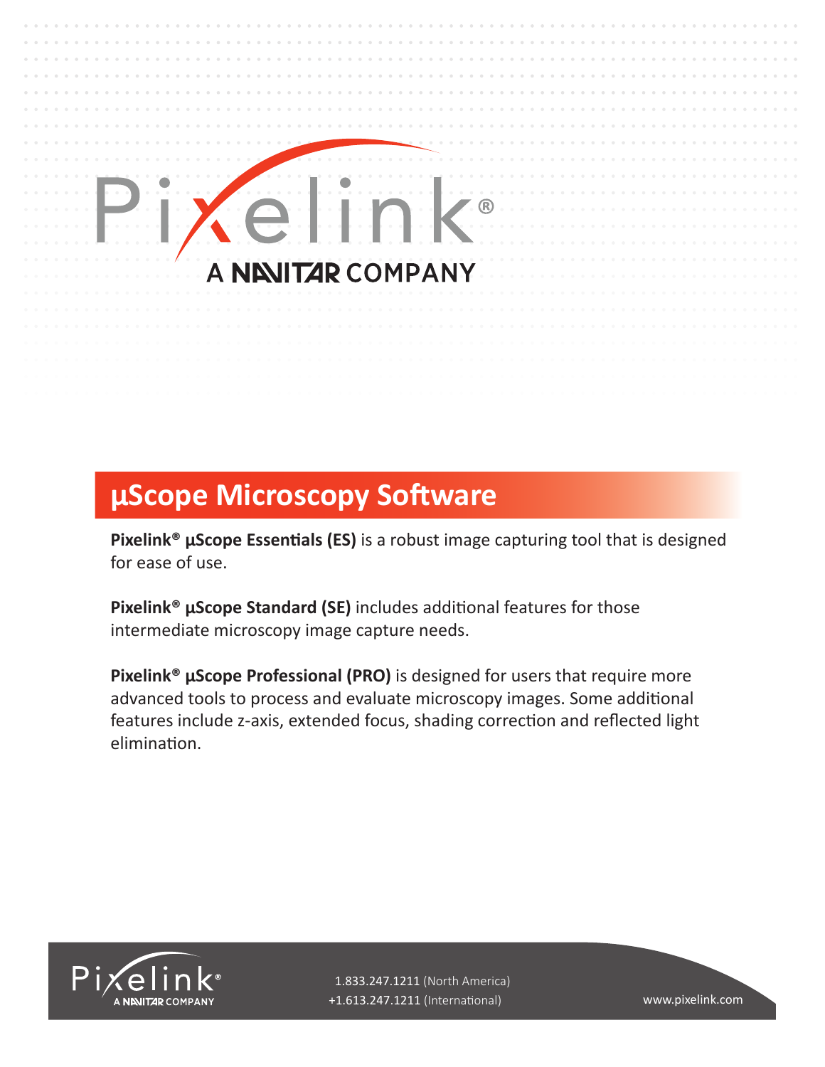# Pixelink®

A NAVITAR COMPANY

## µScope Microscopy Software

**Pixelink® µScope Essentials (ES)** is a robust image capturing tool that is designed for ease of use.

**Pixelink® µScope Standard (SE)** includes additional features for those intermediate microscopy image capture needs.

**Pixelink® µScope Professional (PRO)** is designed for users that require more advanced tools to process and evaluate microscopy images. Some additional features include z-axis, extended focus, shading correction and reflected light elimination.

Pixelink® A NAVITAR COMPANY

1.833.247.1211 (North America)
+1.613.247.1211 (International)

www.pixelink.com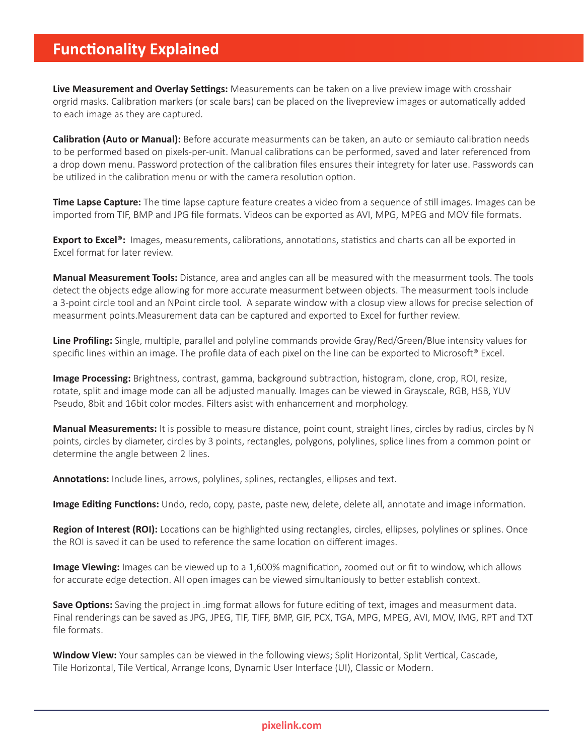## Functionality Explained

**Live Measurement and Overlay Settings:** Measurements can be taken on a live preview image with crosshair orgrid masks. Calibration markers (or scale bars) can be placed on the livepreview images or automatically added to each image as they are captured.

**Calibration (Auto or Manual):** Before accurate measurments can be taken, an auto or semiauto calibration needs to be performed based on pixels-per-unit. Manual calibrations can be performed, saved and later referenced from a drop down menu. Password protection of the calibration files ensures their integrety for later use. Passwords can be utilized in the calibration menu or with the camera resolution option.

**Time Lapse Capture:** The time lapse capture feature creates a video from a sequence of still images. Images can be imported from TIF, BMP and JPG file formats. Videos can be exported as AVI, MPG, MPEG and MOV file formats.

**Export to Excel®:** Images, measurements, calibrations, annotations, statistics and charts can all be exported in Excel format for later review.

**Manual Measurement Tools:** Distance, area and angles can all be measured with the measurment tools. The tools detect the objects edge allowing for more accurate measurment between objects. The measurment tools include a 3-point circle tool and an NPoint circle tool. A separate window with a closup view allows for precise selection of measurment points.Measurement data can be captured and exported to Excel for further review.

**Line Profiling:** Single, multiple, parallel and polyline commands provide Gray/Red/Green/Blue intensity values for specific lines within an image. The profile data of each pixel on the line can be exported to Microsoft® Excel.

**Image Processing:** Brightness, contrast, gamma, background subtraction, histogram, clone, crop, ROI, resize, rotate, split and image mode can all be adjusted manually. Images can be viewed in Grayscale, RGB, HSB, YUV Pseudo, 8bit and 16bit color modes. Filters asist with enhancement and morphology.

**Manual Measurements:** It is possible to measure distance, point count, straight lines, circles by radius, circles by N points, circles by diameter, circles by 3 points, rectangles, polygons, polylines, splice lines from a common point or determine the angle between 2 lines.

**Annotations:** Include lines, arrows, polylines, splines, rectangles, ellipses and text.

**Image Editing Functions:** Undo, redo, copy, paste, paste new, delete, delete all, annotate and image information.

**Region of Interest (ROI):** Locations can be highlighted using rectangles, circles, ellipses, polylines or splines. Once the ROI is saved it can be used to reference the same location on different images.

**Image Viewing:** Images can be viewed up to a 1,600% magnification, zoomed out or fit to window, which allows for accurate edge detection. All open images can be viewed simultaniously to better establish context.

**Save Options:** Saving the project in .img format allows for future editing of text, images and measurment data. Final renderings can be saved as JPG, JPEG, TIF, TIFF, BMP, GIF, PCX, TGA, MPG, MPEG, AVI, MOV, IMG, RPT and TXT file formats.

**Window View:** Your samples can be viewed in the following views; Split Horizontal, Split Vertical, Cascade, Tile Horizontal, Tile Vertical, Arrange Icons, Dynamic User Interface (UI), Classic or Modern.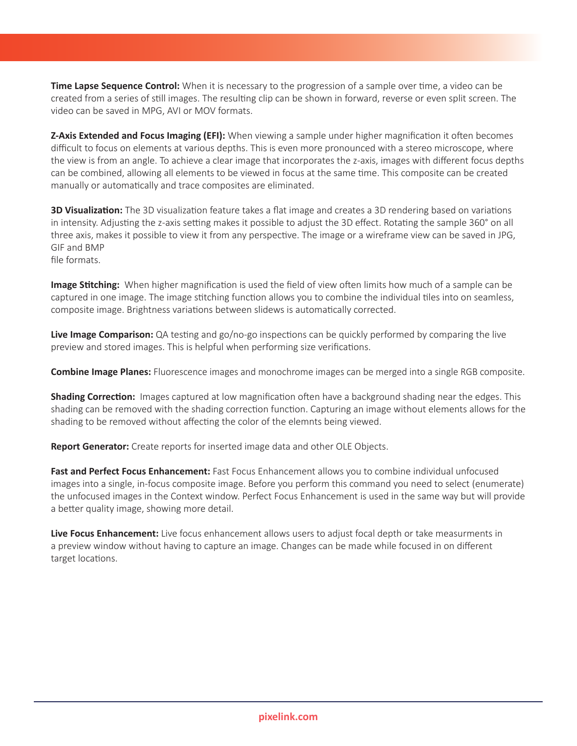**Time Lapse Sequence Control:** When it is necessary to the progression of a sample over time, a video can be created from a series of still images. The resulting clip can be shown in forward, reverse or even split screen. The video can be saved in MPG, AVI or MOV formats.

**Z-Axis Extended and Focus Imaging (EFI):** When viewing a sample under higher magnification it often becomes difficult to focus on elements at various depths. This is even more pronounced with a stereo microscope, where the view is from an angle. To achieve a clear image that incorporates the z-axis, images with different focus depths can be combined, allowing all elements to be viewed in focus at the same time. This composite can be created manually or automatically and trace composites are eliminated.

**3D Visualization:** The 3D visualization feature takes a flat image and creates a 3D rendering based on variations in intensity. Adjusting the z-axis setting makes it possible to adjust the 3D effect. Rotating the sample 360° on all three axis, makes it possible to view it from any perspective. The image or a wireframe view can be saved in JPG, GIF and BMP
file formats.

**Image Stitching:** When higher magnification is used the field of view often limits how much of a sample can be captured in one image. The image stitching function allows you to combine the individual tiles into on seamless, composite image. Brightness variations between slidews is automatically corrected.

**Live Image Comparison:** QA testing and go/no-go inspections can be quickly performed by comparing the live preview and stored images. This is helpful when performing size verifications.

**Combine Image Planes:** Fluorescence images and monochrome images can be merged into a single RGB composite.

**Shading Correction:** Images captured at low magnification often have a background shading near the edges. This shading can be removed with the shading correction function. Capturing an image without elements allows for the shading to be removed without affecting the color of the elemnts being viewed.

**Report Generator:** Create reports for inserted image data and other OLE Objects.

**Fast and Perfect Focus Enhancement:** Fast Focus Enhancement allows you to combine individual unfocused images into a single, in-focus composite image. Before you perform this command you need to select (enumerate) the unfocused images in the Context window. Perfect Focus Enhancement is used in the same way but will provide a better quality image, showing more detail.

**Live Focus Enhancement:** Live focus enhancement allows users to adjust focal depth or take measurments in a preview window without having to capture an image. Changes can be made while focused in on different target locations.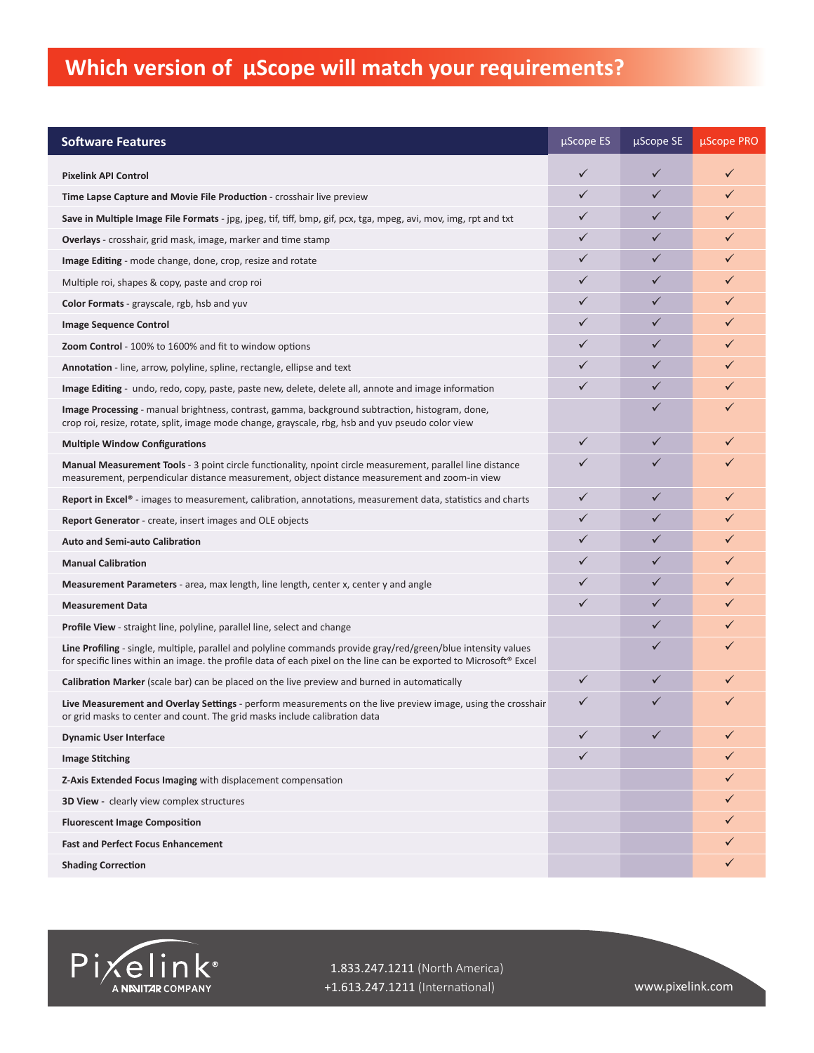# Which version of µScope will match your requirements?

| Software Features | µScope ES | µScope SE | µScope PRO |
|---|---|---|---|
| **Pixelink API Control** | ✓ | ✓ | ✓ |
| **Time Lapse Capture and Movie File Production** - crosshair live preview | ✓ | ✓ | ✓ |
| **Save in Multiple Image File Formats** - jpg, jpeg, tif, tiff, bmp, gif, pcx, tga, mpeg, avi, mov, img, rpt and txt | ✓ | ✓ | ✓ |
| **Overlays** - crosshair, grid mask, image, marker and time stamp | ✓ | ✓ | ✓ |
| **Image Editing** - mode change, done, crop, resize and rotate | ✓ | ✓ | ✓ |
| Multiple roi, shapes & copy, paste and crop roi | ✓ | ✓ | ✓ |
| **Color Formats** - grayscale, rgb, hsb and yuv | ✓ | ✓ | ✓ |
| **Image Sequence Control** | ✓ | ✓ | ✓ |
| **Zoom Control** - 100% to 1600% and fit to window options | ✓ | ✓ | ✓ |
| **Annotation** - line, arrow, polyline, spline, rectangle, ellipse and text | ✓ | ✓ | ✓ |
| **Image Editing** - undo, redo, copy, paste, paste new, delete, delete all, annote and image information | ✓ | ✓ | ✓ |
| **Image Processing** - manual brightness, contrast, gamma, background subtraction, histogram, done, crop roi, resize, rotate, split, image mode change, grayscale, rbg, hsb and yuv pseudo color view | | ✓ | ✓ |
| **Multiple Window Configurations** | ✓ | ✓ | ✓ |
| **Manual Measurement Tools** - 3 point circle functionality, npoint circle measurement, parallel line distance measurement, perpendicular distance measurement, object distance measurement and zoom-in view | ✓ | ✓ | ✓ |
| **Report in Excel®** - images to measurement, calibration, annotations, measurement data, statistics and charts | ✓ | ✓ | ✓ |
| **Report Generator** - create, insert images and OLE objects | ✓ | ✓ | ✓ |
| **Auto and Semi-auto Calibration** | ✓ | ✓ | ✓ |
| **Manual Calibration** | ✓ | ✓ | ✓ |
| **Measurement Parameters** - area, max length, line length, center x, center y and angle | ✓ | ✓ | ✓ |
| **Measurement Data** | ✓ | ✓ | ✓ |
| **Profile View** - straight line, polyline, parallel line, select and change | | ✓ | ✓ |
| **Line Profiling** - single, multiple, parallel and polyline commands provide gray/red/green/blue intensity values for specific lines within an image. the profile data of each pixel on the line can be exported to Microsoft® Excel | | ✓ | ✓ |
| **Calibration Marker** (scale bar) can be placed on the live preview and burned in automatically | ✓ | ✓ | ✓ |
| **Live Measurement and Overlay Settings** - perform measurements on the live preview image, using the crosshair or grid masks to center and count. The grid masks include calibration data | ✓ | ✓ | ✓ |
| **Dynamic User Interface** | ✓ | ✓ | ✓ |
| **Image Stitching** | ✓ | | ✓ |
| **Z-Axis Extended Focus Imaging** with displacement compensation | | | ✓ |
| **3D View** - clearly view complex structures | | | ✓ |
| **Fluorescent Image Composition** | | | ✓ |
| **Fast and Perfect Focus Enhancement** | | | ✓ |
| **Shading Correction** | | | ✓ |

Pixelink® A NAVITAR COMPANY

1.833.247.1211 (North America)
+1.613.247.1211 (International)

www.pixelink.com